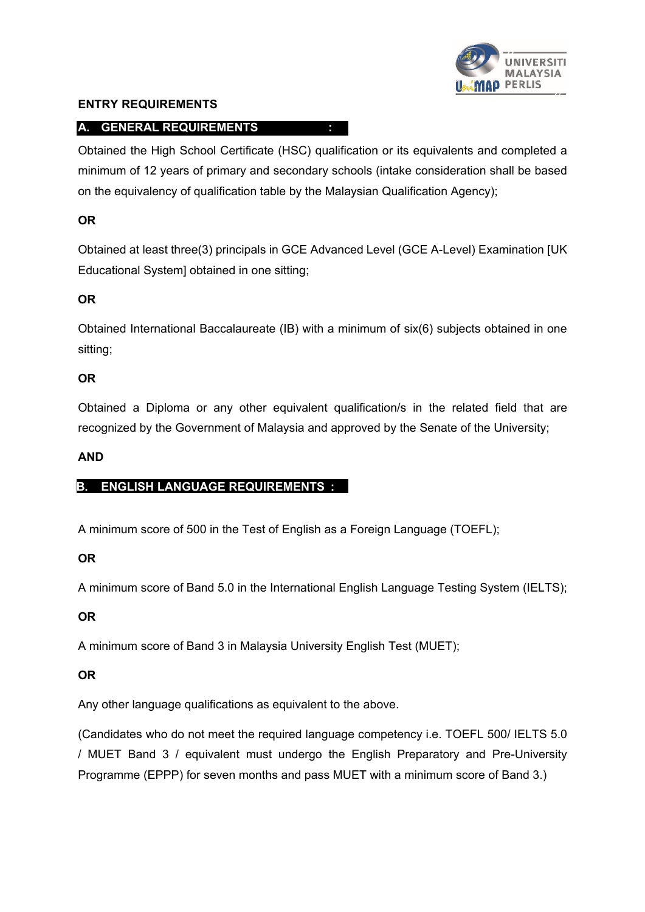## ENTRY REQUIREMENTS

### A. GENERAL REQUIREMENTS :

Obtained the High School Certificate (HSC) qualification or its equivalents and completed a minimum of 12 years of primary and secondary schools (intake consideration shall be based on the equivalency of qualification table by the Malaysian Qualification Agency);

**OR**

Obtained at least three(3) principals in GCE Advanced Level (GCE A-Level) Examination [UK Educational System] obtained in one sitting;

**OR**

Obtained International Baccalaureate (IB) with a minimum of six(6) subjects obtained in one sitting;

**OR**

Obtained a Diploma or any other equivalent qualification/s in the related field that are recognized by the Government of Malaysia and approved by the Senate of the University;

**AND**

### B. ENGLISH LANGUAGE REQUIREMENTS :

A minimum score of 500 in the Test of English as a Foreign Language (TOEFL);

**OR**

A minimum score of Band 5.0 in the International English Language Testing System (IELTS);

**OR**

A minimum score of Band 3 in Malaysia University English Test (MUET);

**OR**

Any other language qualifications as equivalent to the above.

(Candidates who do not meet the required language competency i.e. TOEFL 500/ IELTS 5.0 / MUET Band 3 / equivalent must undergo the English Preparatory and Pre-University Programme (EPPP) for seven months and pass MUET with a minimum score of Band 3.)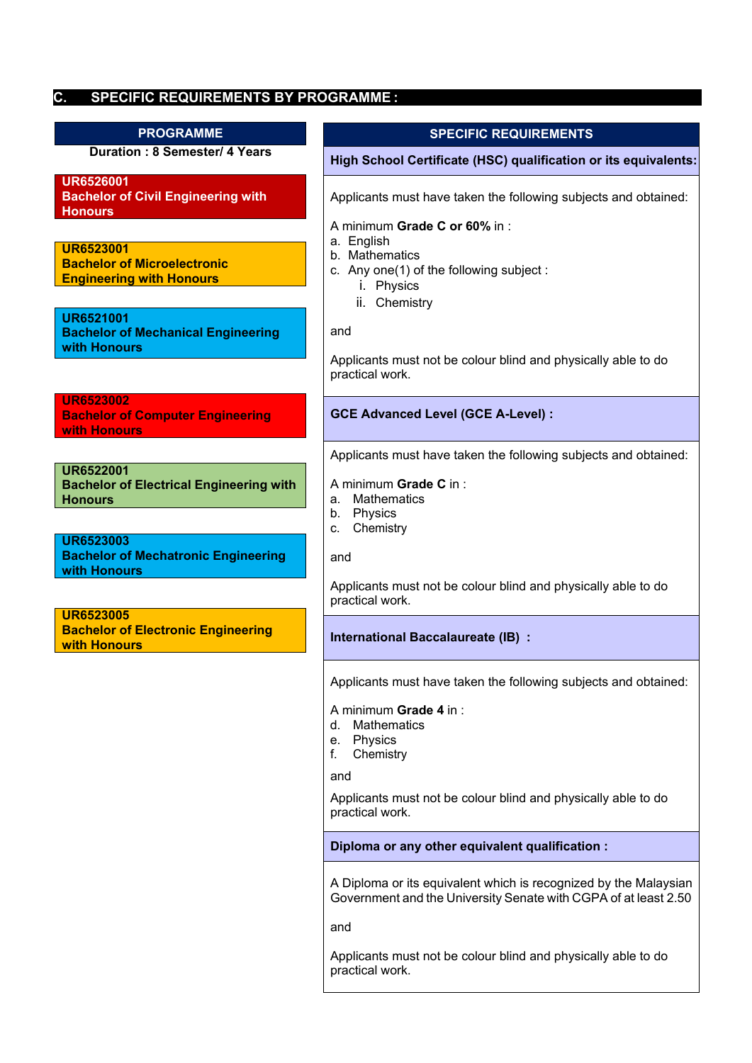## C. SPECIFIC REQUIREMENTS BY PROGRAMME :

| PROGRAMME | SPECIFIC REQUIREMENTS |
|---|---|
| Duration : 8 Semester/ 4 Years | **High School Certificate (HSC) qualification or its equivalents:** |
| **UR6526001**<br>**Bachelor of Civil Engineering with Honours**<br><br>**UR6523001**<br>**Bachelor of Microelectronic Engineering with Honours**<br><br>**UR6521001**<br>**Bachelor of Mechanical Engineering with Honours**<br><br>**UR6523002**<br>**Bachelor of Computer Engineering with Honours**<br><br>**UR6522001**<br>**Bachelor of Electrical Engineering with Honours**<br><br>**UR6523003**<br>**Bachelor of Mechatronic Engineering with Honours**<br><br>**UR6523005**<br>**Bachelor of Electronic Engineering with Honours** | Applicants must have taken the following subjects and obtained:<br><br>A minimum **Grade C or 60%** in :<br>a. English<br>b. Mathematics<br>c. Any one(1) of the following subject :<br>i. Physics<br>ii. Chemistry<br><br>and<br><br>Applicants must not be colour blind and physically able to do practical work. |
| | **GCE Advanced Level (GCE A-Level) :** |
| | Applicants must have taken the following subjects and obtained:<br><br>A minimum **Grade C** in :<br>a. Mathematics<br>b. Physics<br>c. Chemistry<br><br>and<br><br>Applicants must not be colour blind and physically able to do practical work. |
| | **International Baccalaureate (IB) :** |
| | Applicants must have taken the following subjects and obtained:<br><br>A minimum **Grade 4** in :<br>d. Mathematics<br>e. Physics<br>f. Chemistry<br><br>and<br><br>Applicants must not be colour blind and physically able to do practical work. |
| | **Diploma or any other equivalent qualification :** |
| | A Diploma or its equivalent which is recognized by the Malaysian Government and the University Senate with CGPA of at least 2.50<br><br>and<br><br>Applicants must not be colour blind and physically able to do practical work. |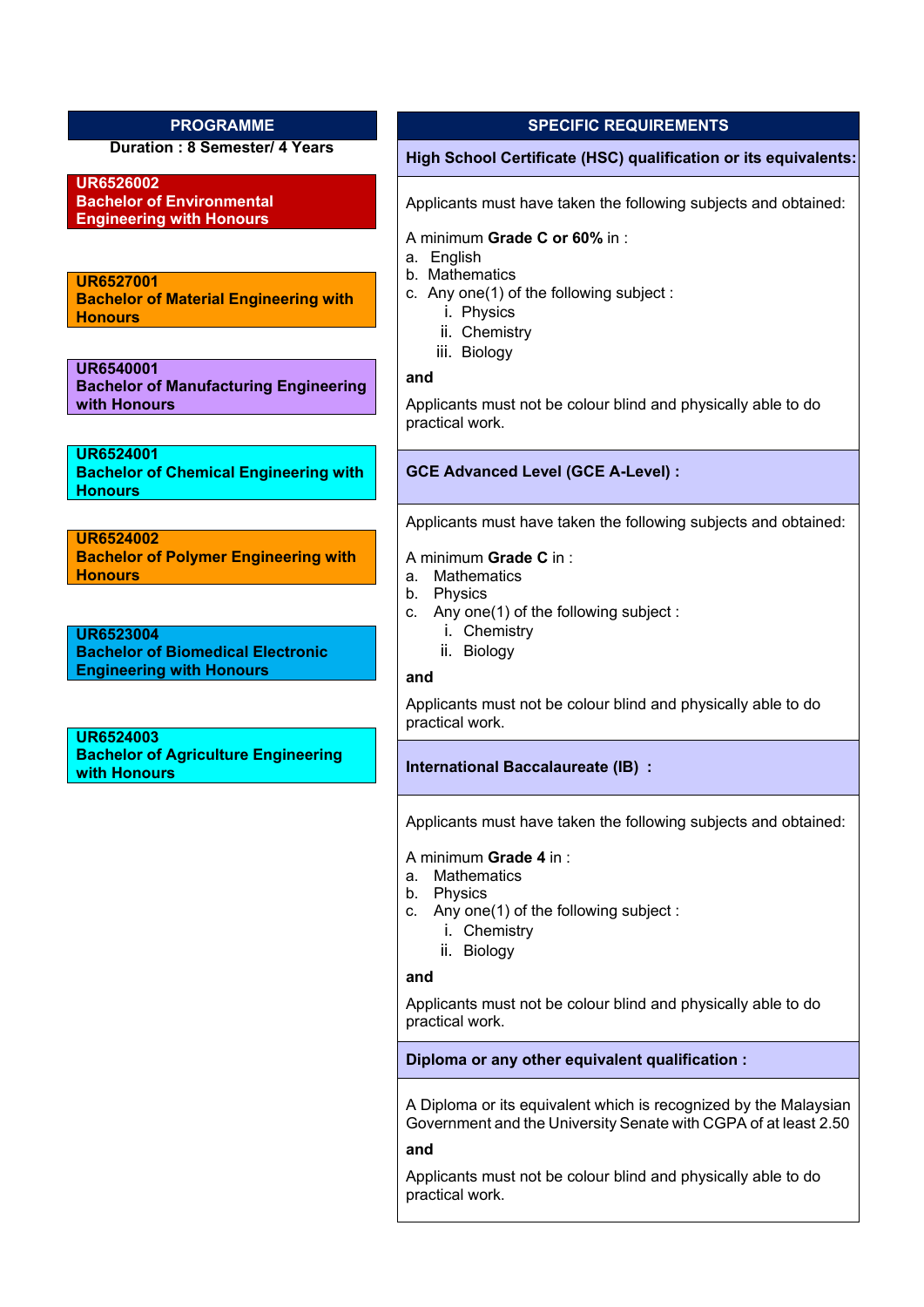| PROGRAMME | SPECIFIC REQUIREMENTS |
|---|---|
| **Duration : 8 Semester/ 4 Years** | **High School Certificate (HSC) qualification or its equivalents:** |
| **UR6526002**<br>**Bachelor of Environmental Engineering with Honours**<br><br>**UR6527001**<br>**Bachelor of Material Engineering with Honours**<br><br>**UR6540001**<br>**Bachelor of Manufacturing Engineering with Honours**<br><br>**UR6524001**<br>**Bachelor of Chemical Engineering with Honours**<br><br>**UR6524002**<br>**Bachelor of Polymer Engineering with Honours**<br><br>**UR6523004**<br>**Bachelor of Biomedical Electronic Engineering with Honours**<br><br>**UR6524003**<br>**Bachelor of Agriculture Engineering with Honours** | Applicants must have taken the following subjects and obtained:<br><br>A minimum **Grade C or 60%** in :<br>a. English<br>b. Mathematics<br>c. Any one(1) of the following subject :<br>i. Physics<br>ii. Chemistry<br>iii. Biology<br><br>**and**<br><br>Applicants must not be colour blind and physically able to do practical work. |
| | **GCE Advanced Level (GCE A-Level) :** |
| | Applicants must have taken the following subjects and obtained:<br><br>A minimum **Grade C** in :<br>a. Mathematics<br>b. Physics<br>c. Any one(1) of the following subject :<br>i. Chemistry<br>ii. Biology<br><br>**and**<br><br>Applicants must not be colour blind and physically able to do practical work. |
| | **International Baccalaureate (IB) :** |
| | Applicants must have taken the following subjects and obtained:<br><br>A minimum **Grade 4** in :<br>a. Mathematics<br>b. Physics<br>c. Any one(1) of the following subject :<br>i. Chemistry<br>ii. Biology<br><br>**and**<br><br>Applicants must not be colour blind and physically able to do practical work. |
| | **Diploma or any other equivalent qualification :** |
| | A Diploma or its equivalent which is recognized by the Malaysian Government and the University Senate with CGPA of at least 2.50<br><br>**and**<br><br>Applicants must not be colour blind and physically able to do practical work. |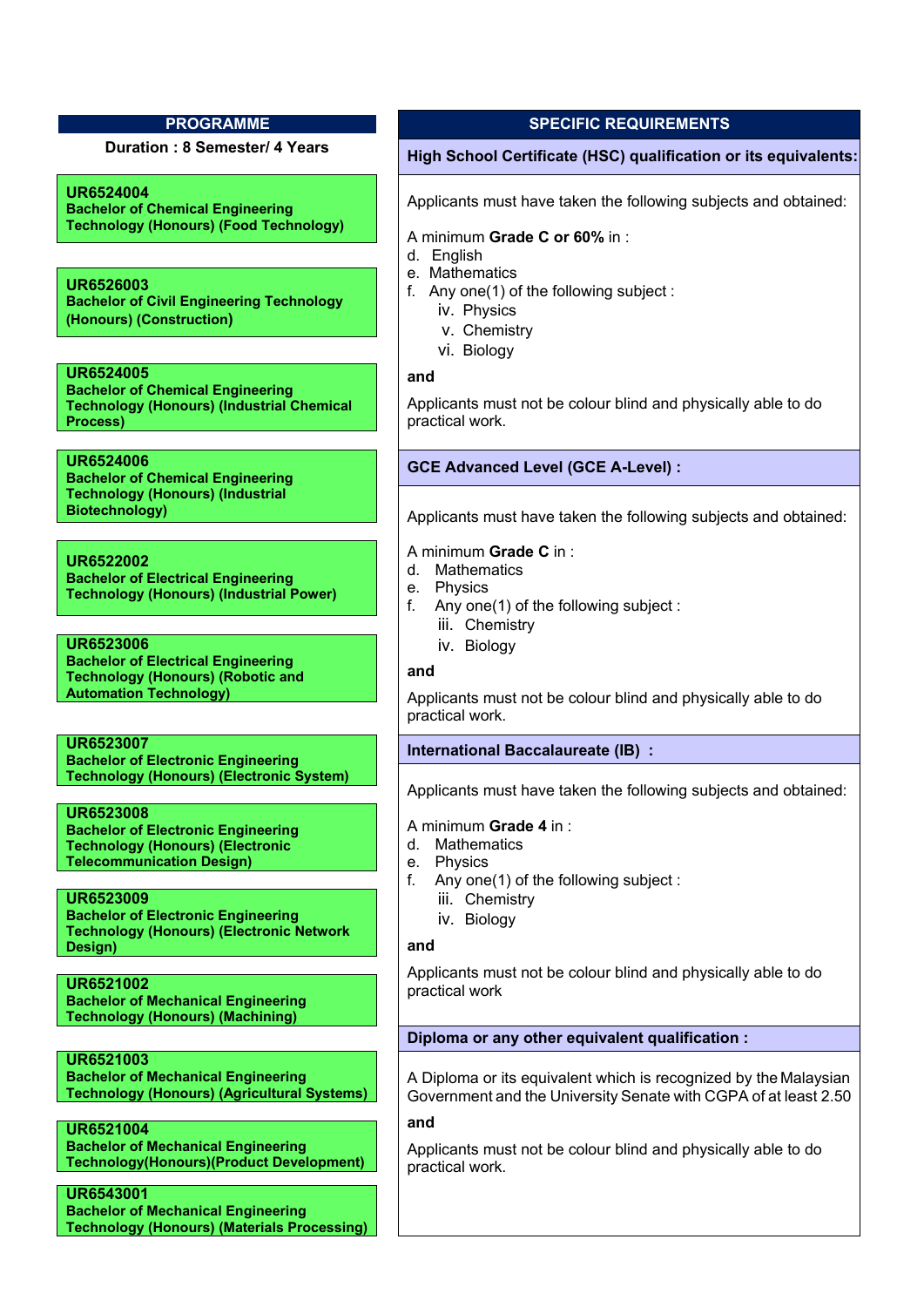| PROGRAMME | SPECIFIC REQUIREMENTS |
|---|---|
| **Duration : 8 Semester/ 4 Years** | |

**PROGRAMME**

**Duration : 8 Semester/ 4 Years**

**UR6524004**
**Bachelor of Chemical Engineering Technology (Honours) (Food Technology)**

**UR6526003**
**Bachelor of Civil Engineering Technology (Honours) (Construction)**

**UR6524005**
**Bachelor of Chemical Engineering Technology (Honours) (Industrial Chemical Process)**

**UR6524006**
**Bachelor of Chemical Engineering Technology (Honours) (Industrial Biotechnology)**

**UR6522002**
**Bachelor of Electrical Engineering Technology (Honours) (Industrial Power)**

**UR6523006**
**Bachelor of Electrical Engineering Technology (Honours) (Robotic and Automation Technology)**

**UR6523007**
**Bachelor of Electronic Engineering Technology (Honours) (Electronic System)**

**UR6523008**
**Bachelor of Electronic Engineering Technology (Honours) (Electronic Telecommunication Design)**

**UR6523009**
**Bachelor of Electronic Engineering Technology (Honours) (Electronic Network Design)**

**UR6521002**
**Bachelor of Mechanical Engineering Technology (Honours) (Machining)**

**UR6521003**
**Bachelor of Mechanical Engineering Technology (Honours) (Agricultural Systems)**

**UR6521004**
**Bachelor of Mechanical Engineering Technology(Honours)(Product Development)**

**UR6543001**
**Bachelor of Mechanical Engineering Technology (Honours) (Materials Processing)**

**SPECIFIC REQUIREMENTS**

**High School Certificate (HSC) qualification or its equivalents:**

Applicants must have taken the following subjects and obtained:

A minimum **Grade C or 60%** in :

d. English
e. Mathematics
f. Any one(1) of the following subject :
   iv. Physics
   v. Chemistry
   vi. Biology

**and**

Applicants must not be colour blind and physically able to do practical work.

**GCE Advanced Level (GCE A-Level) :**

Applicants must have taken the following subjects and obtained:

A minimum **Grade C** in :

d. Mathematics
e. Physics
f. Any one(1) of the following subject :
   iii. Chemistry
   iv. Biology

**and**

Applicants must not be colour blind and physically able to do practical work.

**International Baccalaureate (IB) :**

Applicants must have taken the following subjects and obtained:

A minimum **Grade 4** in :

d. Mathematics
e. Physics
f. Any one(1) of the following subject :
   iii. Chemistry
   iv. Biology

**and**

Applicants must not be colour blind and physically able to do practical work

**Diploma or any other equivalent qualification :**

A Diploma or its equivalent which is recognized by the Malaysian Government and the University Senate with CGPA of at least 2.50

**and**

Applicants must not be colour blind and physically able to do practical work.

**PROGRAMME**

**Duration : 8 Semester/ 4 Years**

**UR6524004**
**Bachelor of Chemical Engineering Technology (Honours) (Food Technology)**

**UR6526003**
**Bachelor of Civil Engineering Technology (Honours) (Construction)**

**UR6524005**
**Bachelor of Chemical Engineering Technology (Honours) (Industrial Chemical Process)**

**UR6524006**
**Bachelor of Chemical Engineering Technology (Honours) (Industrial Biotechnology)**

**UR6522002**
**Bachelor of Electrical Engineering Technology (Honours) (Industrial Power)**

**UR6523006**
**Bachelor of Electrical Engineering Technology (Honours) (Robotic and Automation Technology)**

**UR6523007**
**Bachelor of Electronic Engineering Technology (Honours) (Electronic System)**

**UR6523008**
**Bachelor of Electronic Engineering Technology (Honours) (Electronic Telecommunication Design)**

**UR6523009**
**Bachelor of Electronic Engineering Technology (Honours) (Electronic Network Design)**

**UR6521002**
**Bachelor of Mechanical Engineering Technology (Honours) (Machining)**

**UR6521003**
**Bachelor of Mechanical Engineering Technology (Honours) (Agricultural Systems)**

**UR6521004**
**Bachelor of Mechanical Engineering Technology(Honours)(Product Development)**

**UR6543001**
**Bachelor of Mechanical Engineering Technology (Honours) (Materials Processing)**

**SPECIFIC REQUIREMENTS**

**High School Certificate (HSC) qualification or its equivalents:**

Applicants must have taken the following subjects and obtained:

A minimum **Grade C or 60%** in :

d. English
e. Mathematics
f. Any one(1) of the following subject :
   iv. Physics
   v. Chemistry
   vi. Biology

**and**

Applicants must not be colour blind and physically able to do practical work.

**GCE Advanced Level (GCE A-Level) :**

Applicants must have taken the following subjects and obtained:

A minimum **Grade C** in :

d. Mathematics
e. Physics
f. Any one(1) of the following subject :
   iii. Chemistry
   iv. Biology

**and**

Applicants must not be colour blind and physically able to do practical work.

**International Baccalaureate (IB) :**

Applicants must have taken the following subjects and obtained:

A minimum **Grade 4** in :

d. Mathematics
e. Physics
f. Any one(1) of the following subject :
   iii. Chemistry
   iv. Biology

**and**

Applicants must not be colour blind and physically able to do practical work

**Diploma or any other equivalent qualification :**

A Diploma or its equivalent which is recognized by the Malaysian Government and the University Senate with CGPA of at least 2.50

**and**

Applicants must not be colour blind and physically able to do practical work.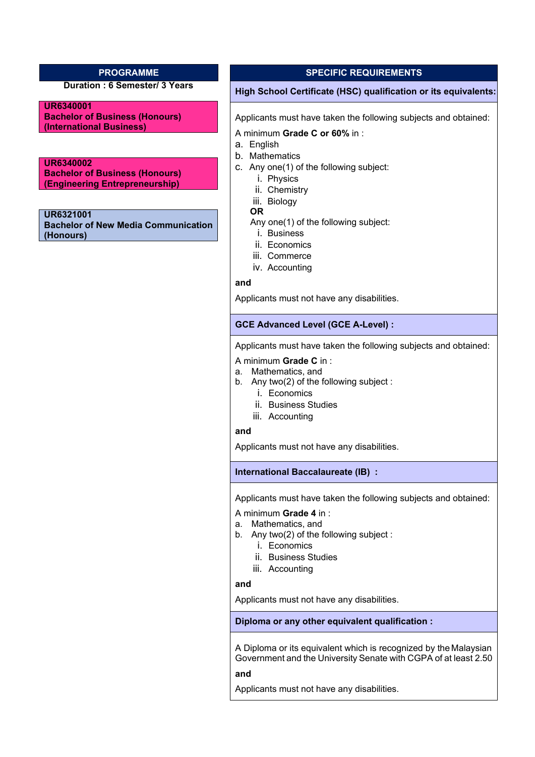| PROGRAMME | SPECIFIC REQUIREMENTS |
| --- | --- |
| **Duration : 6 Semester/ 3 Years**<br><br>**UR6340001**<br>**Bachelor of Business (Honours) (International Business)**<br><br>**UR6340002**<br>**Bachelor of Business (Honours) (Engineering Entrepreneurship)**<br><br>**UR6321001**<br>**Bachelor of New Media Communication (Honours)** | **High School Certificate (HSC) qualification or its equivalents:**<br><br>Applicants must have taken the following subjects and obtained:<br><br>A minimum **Grade C or 60%** in :<br>a. English<br>b. Mathematics<br>c. Any one(1) of the following subject:<br>i. Physics<br>ii. Chemistry<br>iii. Biology<br>**OR**<br>Any one(1) of the following subject:<br>i. Business<br>ii. Economics<br>iii. Commerce<br>iv. Accounting<br><br>**and**<br><br>Applicants must not have any disabilities. |
| | **GCE Advanced Level (GCE A-Level) :**<br><br>Applicants must have taken the following subjects and obtained:<br><br>A minimum **Grade C** in :<br>a. Mathematics, and<br>b. Any two(2) of the following subject :<br>i. Economics<br>ii. Business Studies<br>iii. Accounting<br><br>**and**<br><br>Applicants must not have any disabilities. |
| | **International Baccalaureate (IB) :**<br><br>Applicants must have taken the following subjects and obtained:<br><br>A minimum **Grade 4** in :<br>a. Mathematics, and<br>b. Any two(2) of the following subject :<br>i. Economics<br>ii. Business Studies<br>iii. Accounting<br><br>**and**<br><br>Applicants must not have any disabilities. |
| | **Diploma or any other equivalent qualification :**<br><br>A Diploma or its equivalent which is recognized by the Malaysian Government and the University Senate with CGPA of at least 2.50<br><br>**and**<br><br>Applicants must not have any disabilities. |